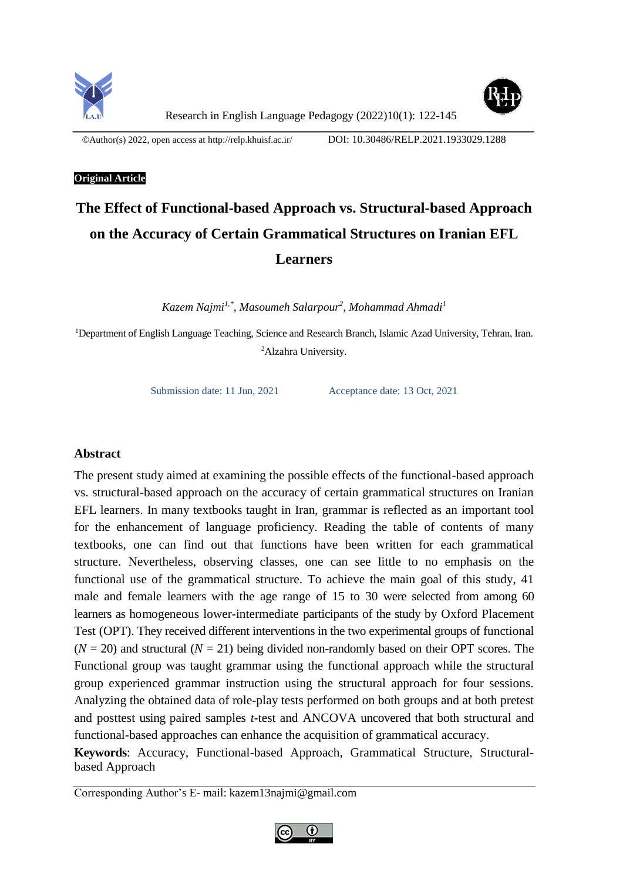©Author(s) 2022, open access at http://relp.khuisf.ac.ir/ DOI: 10.30486/RELP.2021.1933029.1288

**Original Article**

# The Effect of Functional-based Approach vs. Structural-based Approach on the Accuracy of Certain Grammatical Structures on Iranian EFL Learners

*Kazem Najmi[1,*], Masoumeh Salarpour[2], Mohammad Ahmadi[1]*

[1]Department of English Language Teaching, Science and Research Branch, Islamic Azad University, Tehran, Iran.
[2]Alzahra University.

Submission date: 11 Jun, 2021 Acceptance date: 13 Oct, 2021

## Abstract

The present study aimed at examining the possible effects of the functional-based approach vs. structural-based approach on the accuracy of certain grammatical structures on Iranian EFL learners. In many textbooks taught in Iran, grammar is reflected as an important tool for the enhancement of language proficiency. Reading the table of contents of many textbooks, one can find out that functions have been written for each grammatical structure. Nevertheless, observing classes, one can see little to no emphasis on the functional use of the grammatical structure. To achieve the main goal of this study, 41 male and female learners with the age range of 15 to 30 were selected from among 60 learners as homogeneous lower-intermediate participants of the study by Oxford Placement Test (OPT). They received different interventions in the two experimental groups of functional ($N$ = 20) and structural ($N$ = 21) being divided non-randomly based on their OPT scores. The Functional group was taught grammar using the functional approach while the structural group experienced grammar instruction using the structural approach for four sessions. Analyzing the obtained data of role-play tests performed on both groups and at both pretest and posttest using paired samples *t*-test and ANCOVA uncovered that both structural and functional-based approaches can enhance the acquisition of grammatical accuracy.

**Keywords**: Accuracy, Functional-based Approach, Grammatical Structure, Structural-based Approach

Corresponding Author's E- mail: kazem13najmi@gmail.com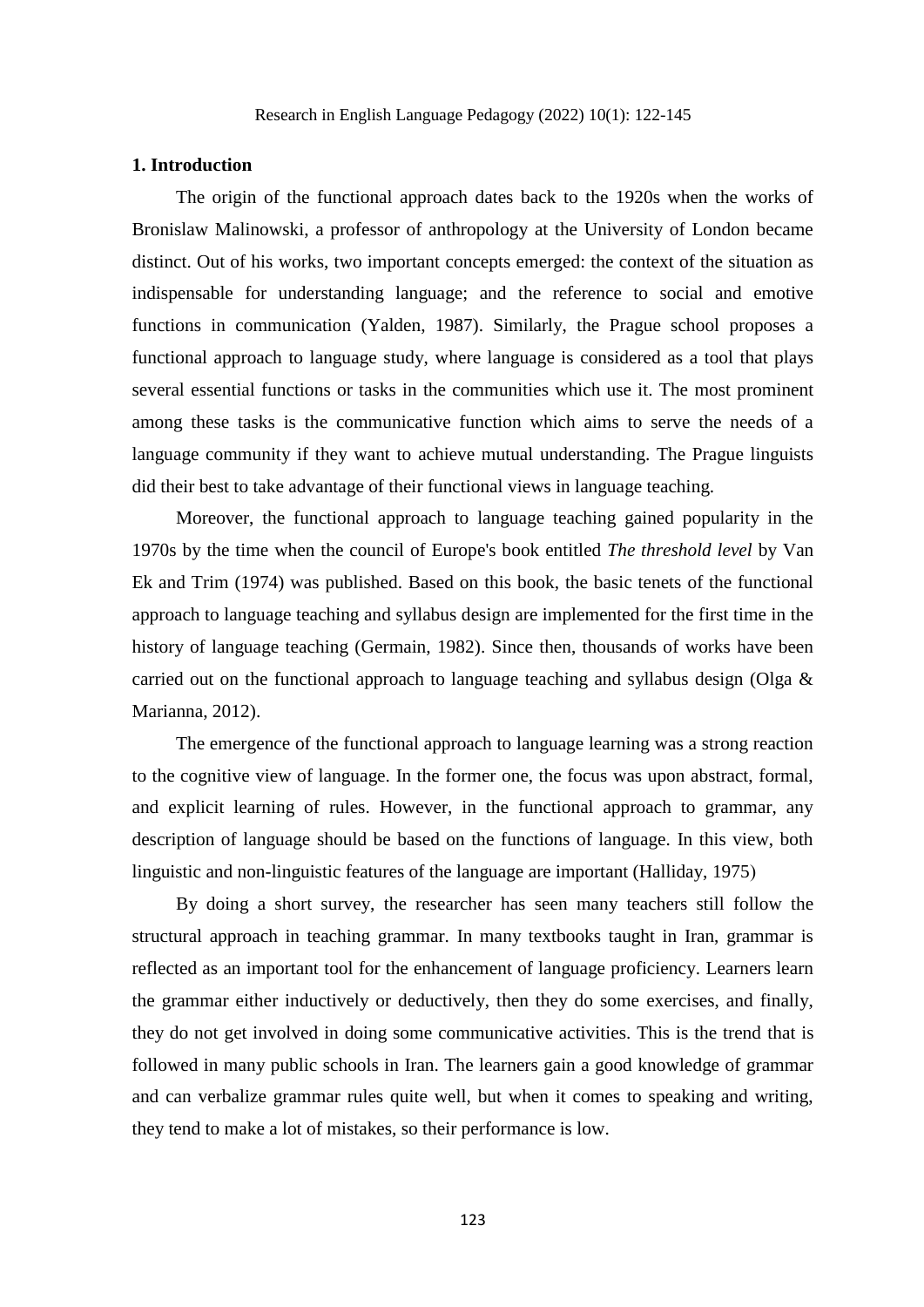## 1. Introduction

The origin of the functional approach dates back to the 1920s when the works of Bronislaw Malinowski, a professor of anthropology at the University of London became distinct. Out of his works, two important concepts emerged: the context of the situation as indispensable for understanding language; and the reference to social and emotive functions in communication (Yalden, 1987). Similarly, the Prague school proposes a functional approach to language study, where language is considered as a tool that plays several essential functions or tasks in the communities which use it. The most prominent among these tasks is the communicative function which aims to serve the needs of a language community if they want to achieve mutual understanding. The Prague linguists did their best to take advantage of their functional views in language teaching.

Moreover, the functional approach to language teaching gained popularity in the 1970s by the time when the council of Europe's book entitled *The threshold level* by Van Ek and Trim (1974) was published. Based on this book, the basic tenets of the functional approach to language teaching and syllabus design are implemented for the first time in the history of language teaching (Germain, 1982). Since then, thousands of works have been carried out on the functional approach to language teaching and syllabus design (Olga & Marianna, 2012).

The emergence of the functional approach to language learning was a strong reaction to the cognitive view of language. In the former one, the focus was upon abstract, formal, and explicit learning of rules. However, in the functional approach to grammar, any description of language should be based on the functions of language. In this view, both linguistic and non-linguistic features of the language are important (Halliday, 1975)

By doing a short survey, the researcher has seen many teachers still follow the structural approach in teaching grammar. In many textbooks taught in Iran, grammar is reflected as an important tool for the enhancement of language proficiency. Learners learn the grammar either inductively or deductively, then they do some exercises, and finally, they do not get involved in doing some communicative activities. This is the trend that is followed in many public schools in Iran. The learners gain a good knowledge of grammar and can verbalize grammar rules quite well, but when it comes to speaking and writing, they tend to make a lot of mistakes, so their performance is low.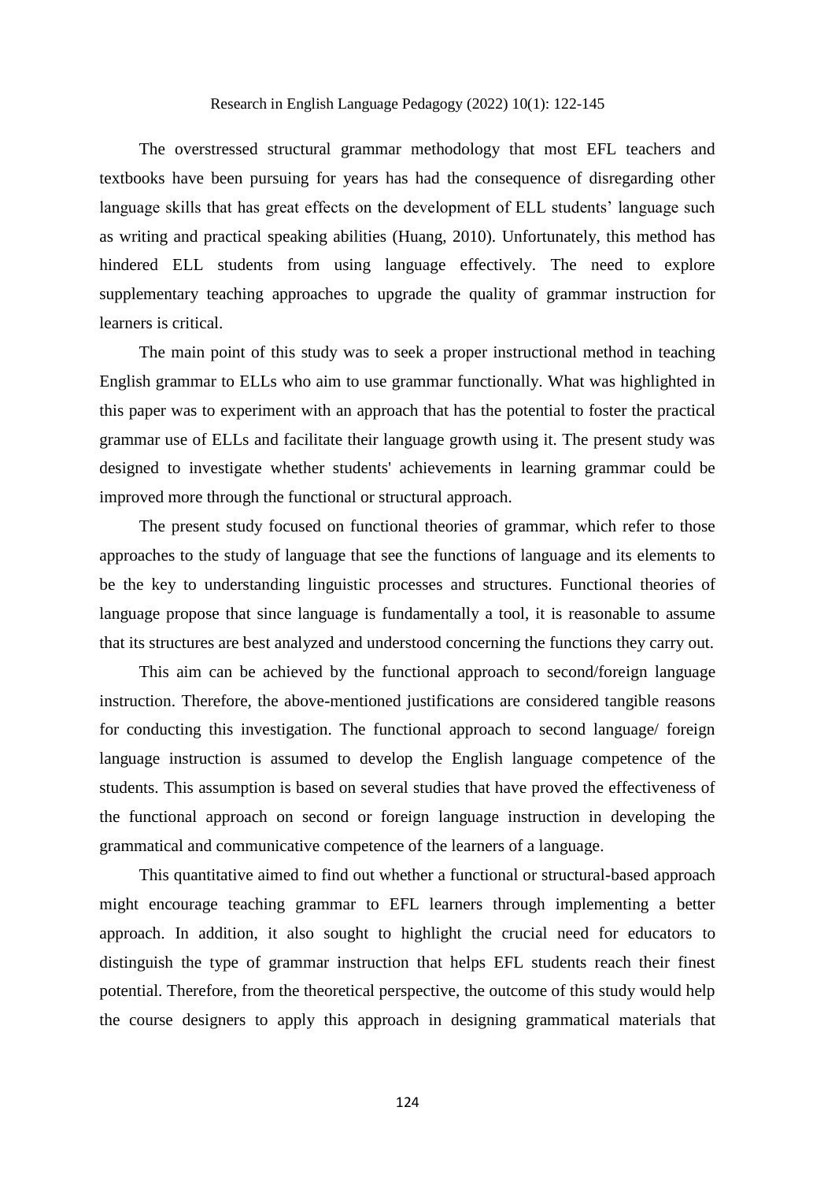The overstressed structural grammar methodology that most EFL teachers and textbooks have been pursuing for years has had the consequence of disregarding other language skills that has great effects on the development of ELL students' language such as writing and practical speaking abilities (Huang, 2010). Unfortunately, this method has hindered ELL students from using language effectively. The need to explore supplementary teaching approaches to upgrade the quality of grammar instruction for learners is critical.

The main point of this study was to seek a proper instructional method in teaching English grammar to ELLs who aim to use grammar functionally. What was highlighted in this paper was to experiment with an approach that has the potential to foster the practical grammar use of ELLs and facilitate their language growth using it. The present study was designed to investigate whether students' achievements in learning grammar could be improved more through the functional or structural approach.

The present study focused on functional theories of grammar, which refer to those approaches to the study of language that see the functions of language and its elements to be the key to understanding linguistic processes and structures. Functional theories of language propose that since language is fundamentally a tool, it is reasonable to assume that its structures are best analyzed and understood concerning the functions they carry out.

This aim can be achieved by the functional approach to second/foreign language instruction. Therefore, the above-mentioned justifications are considered tangible reasons for conducting this investigation. The functional approach to second language/ foreign language instruction is assumed to develop the English language competence of the students. This assumption is based on several studies that have proved the effectiveness of the functional approach on second or foreign language instruction in developing the grammatical and communicative competence of the learners of a language.

This quantitative aimed to find out whether a functional or structural-based approach might encourage teaching grammar to EFL learners through implementing a better approach. In addition, it also sought to highlight the crucial need for educators to distinguish the type of grammar instruction that helps EFL students reach their finest potential. Therefore, from the theoretical perspective, the outcome of this study would help the course designers to apply this approach in designing grammatical materials that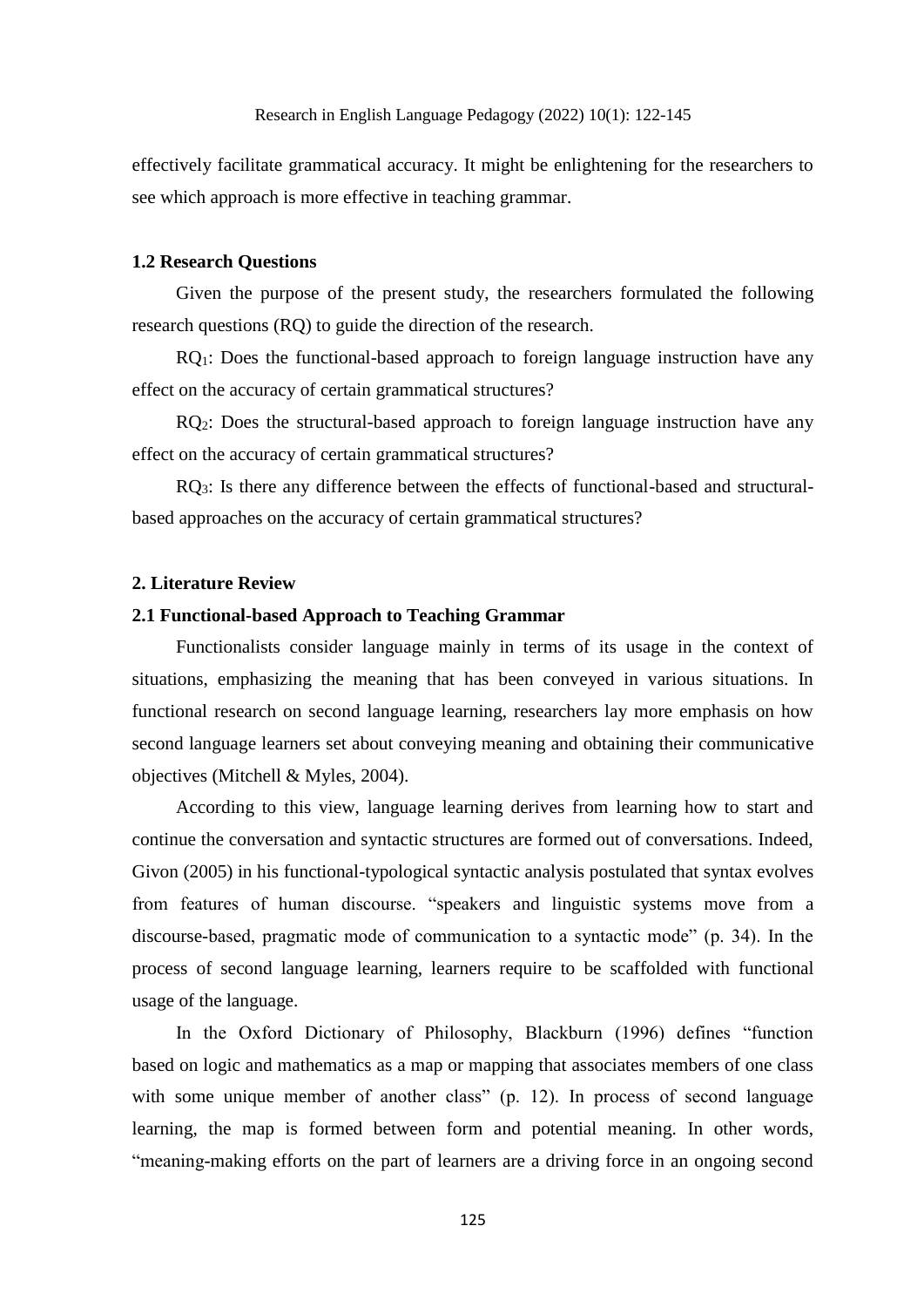effectively facilitate grammatical accuracy. It might be enlightening for the researchers to see which approach is more effective in teaching grammar.

### 1.2 Research Questions

Given the purpose of the present study, the researchers formulated the following research questions (RQ) to guide the direction of the research.

$RQ_1$: Does the functional-based approach to foreign language instruction have any effect on the accuracy of certain grammatical structures?

$RQ_2$: Does the structural-based approach to foreign language instruction have any effect on the accuracy of certain grammatical structures?

$RQ_3$: Is there any difference between the effects of functional-based and structural-based approaches on the accuracy of certain grammatical structures?

## 2. Literature Review

### 2.1 Functional-based Approach to Teaching Grammar

Functionalists consider language mainly in terms of its usage in the context of situations, emphasizing the meaning that has been conveyed in various situations. In functional research on second language learning, researchers lay more emphasis on how second language learners set about conveying meaning and obtaining their communicative objectives (Mitchell & Myles, 2004).

According to this view, language learning derives from learning how to start and continue the conversation and syntactic structures are formed out of conversations. Indeed, Givon (2005) in his functional-typological syntactic analysis postulated that syntax evolves from features of human discourse. "speakers and linguistic systems move from a discourse-based, pragmatic mode of communication to a syntactic mode" (p. 34). In the process of second language learning, learners require to be scaffolded with functional usage of the language.

In the Oxford Dictionary of Philosophy, Blackburn (1996) defines "function based on logic and mathematics as a map or mapping that associates members of one class with some unique member of another class" (p. 12). In process of second language learning, the map is formed between form and potential meaning. In other words, "meaning-making efforts on the part of learners are a driving force in an ongoing second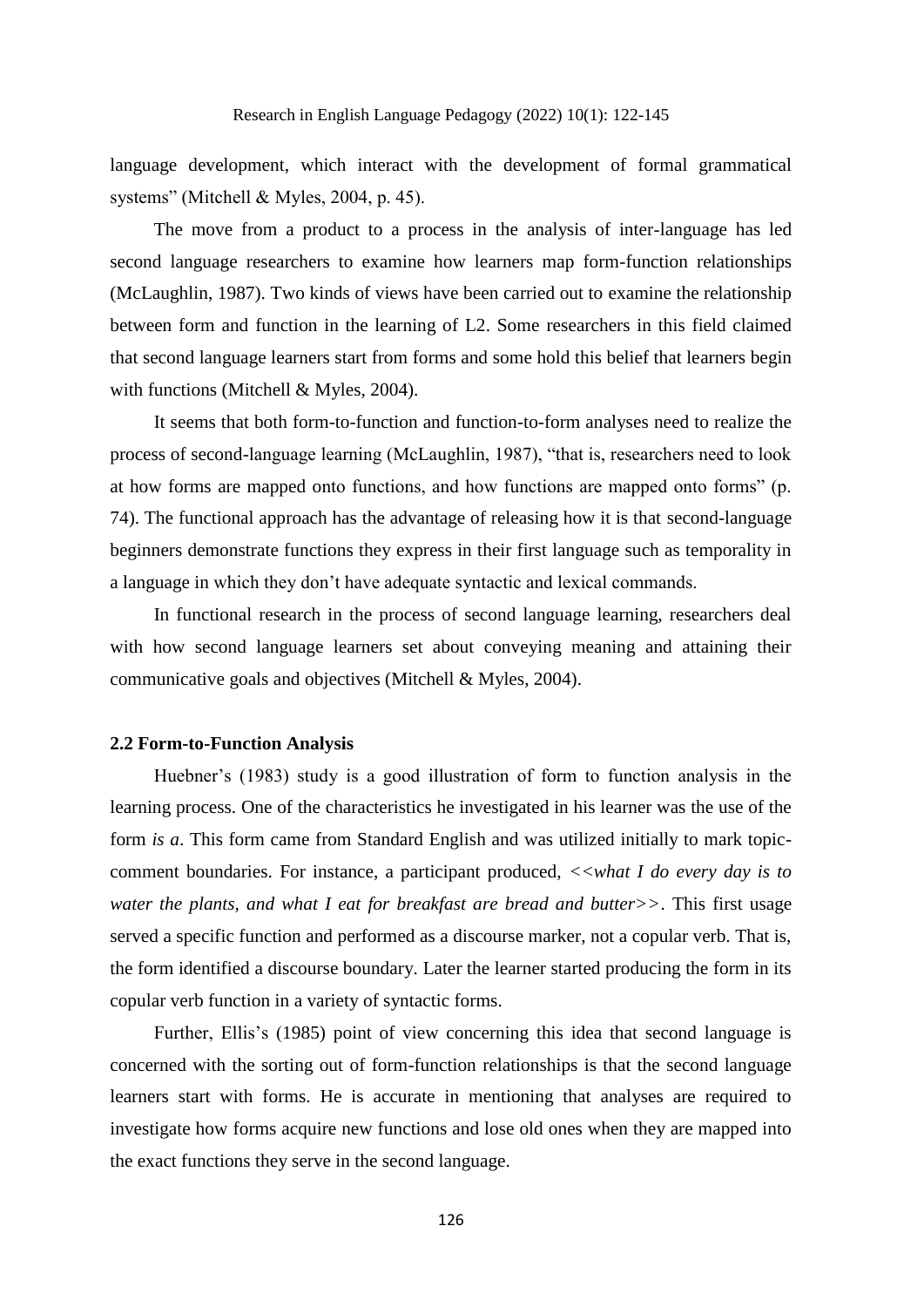language development, which interact with the development of formal grammatical systems" (Mitchell & Myles, 2004, p. 45).

The move from a product to a process in the analysis of inter-language has led second language researchers to examine how learners map form-function relationships (McLaughlin, 1987). Two kinds of views have been carried out to examine the relationship between form and function in the learning of L2. Some researchers in this field claimed that second language learners start from forms and some hold this belief that learners begin with functions (Mitchell & Myles, 2004).

It seems that both form-to-function and function-to-form analyses need to realize the process of second-language learning (McLaughlin, 1987), "that is, researchers need to look at how forms are mapped onto functions, and how functions are mapped onto forms" (p. 74). The functional approach has the advantage of releasing how it is that second-language beginners demonstrate functions they express in their first language such as temporality in a language in which they don't have adequate syntactic and lexical commands.

In functional research in the process of second language learning, researchers deal with how second language learners set about conveying meaning and attaining their communicative goals and objectives (Mitchell & Myles, 2004).

### 2.2 Form-to-Function Analysis

Huebner's (1983) study is a good illustration of form to function analysis in the learning process. One of the characteristics he investigated in his learner was the use of the form *is a*. This form came from Standard English and was utilized initially to mark topic-comment boundaries. For instance, a participant produced, *<<what I do every day is to water the plants, and what I eat for breakfast are bread and butter>>*. This first usage served a specific function and performed as a discourse marker, not a copular verb. That is, the form identified a discourse boundary. Later the learner started producing the form in its copular verb function in a variety of syntactic forms.

Further, Ellis's (1985) point of view concerning this idea that second language is concerned with the sorting out of form-function relationships is that the second language learners start with forms. He is accurate in mentioning that analyses are required to investigate how forms acquire new functions and lose old ones when they are mapped into the exact functions they serve in the second language.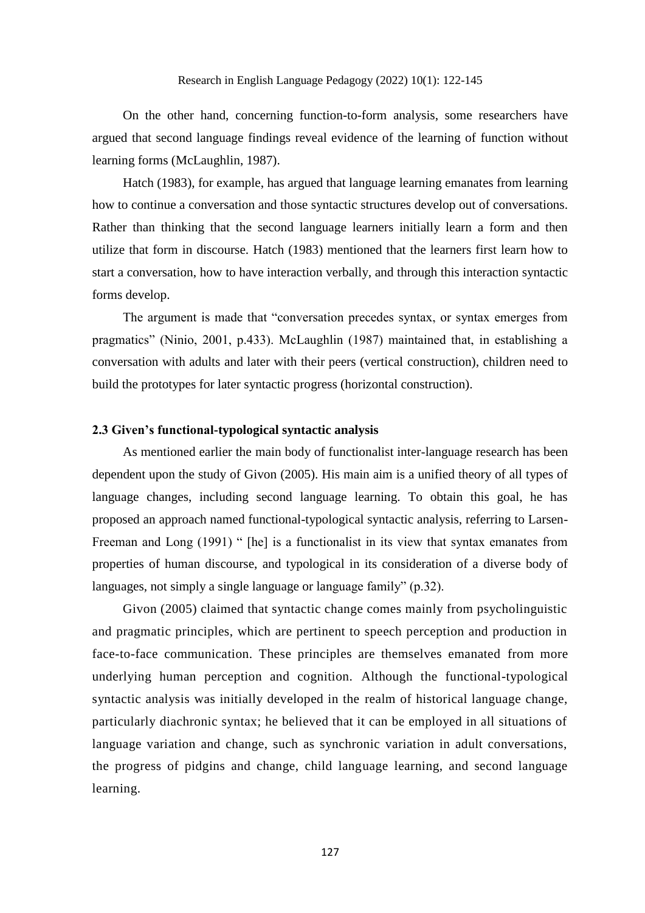On the other hand, concerning function-to-form analysis, some researchers have argued that second language findings reveal evidence of the learning of function without learning forms (McLaughlin, 1987).

Hatch (1983), for example, has argued that language learning emanates from learning how to continue a conversation and those syntactic structures develop out of conversations. Rather than thinking that the second language learners initially learn a form and then utilize that form in discourse. Hatch (1983) mentioned that the learners first learn how to start a conversation, how to have interaction verbally, and through this interaction syntactic forms develop.

The argument is made that "conversation precedes syntax, or syntax emerges from pragmatics" (Ninio, 2001, p.433). McLaughlin (1987) maintained that, in establishing a conversation with adults and later with their peers (vertical construction), children need to build the prototypes for later syntactic progress (horizontal construction).

### 2.3 Given's functional-typological syntactic analysis

As mentioned earlier the main body of functionalist inter-language research has been dependent upon the study of Givon (2005). His main aim is a unified theory of all types of language changes, including second language learning. To obtain this goal, he has proposed an approach named functional-typological syntactic analysis, referring to Larsen-Freeman and Long (1991) " [he] is a functionalist in its view that syntax emanates from properties of human discourse, and typological in its consideration of a diverse body of languages, not simply a single language or language family" (p.32).

Givon (2005) claimed that syntactic change comes mainly from psycholinguistic and pragmatic principles, which are pertinent to speech perception and production in face-to-face communication. These principles are themselves emanated from more underlying human perception and cognition. Although the functional-typological syntactic analysis was initially developed in the realm of historical language change, particularly diachronic syntax; he believed that it can be employed in all situations of language variation and change, such as synchronic variation in adult conversations, the progress of pidgins and change, child language learning, and second language learning.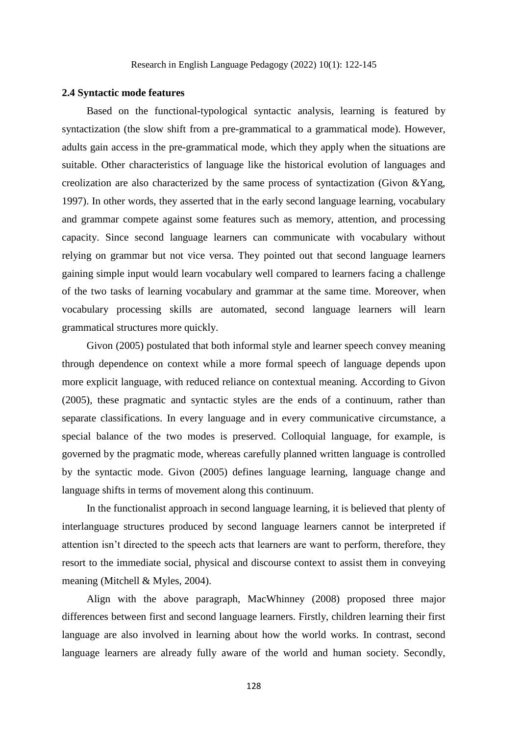### 2.4 Syntactic mode features

Based on the functional-typological syntactic analysis, learning is featured by syntactization (the slow shift from a pre-grammatical to a grammatical mode). However, adults gain access in the pre-grammatical mode, which they apply when the situations are suitable. Other characteristics of language like the historical evolution of languages and creolization are also characterized by the same process of syntactization (Givon &Yang, 1997). In other words, they asserted that in the early second language learning, vocabulary and grammar compete against some features such as memory, attention, and processing capacity. Since second language learners can communicate with vocabulary without relying on grammar but not vice versa. They pointed out that second language learners gaining simple input would learn vocabulary well compared to learners facing a challenge of the two tasks of learning vocabulary and grammar at the same time. Moreover, when vocabulary processing skills are automated, second language learners will learn grammatical structures more quickly.

Givon (2005) postulated that both informal style and learner speech convey meaning through dependence on context while a more formal speech of language depends upon more explicit language, with reduced reliance on contextual meaning. According to Givon (2005), these pragmatic and syntactic styles are the ends of a continuum, rather than separate classifications. In every language and in every communicative circumstance, a special balance of the two modes is preserved. Colloquial language, for example, is governed by the pragmatic mode, whereas carefully planned written language is controlled by the syntactic mode. Givon (2005) defines language learning, language change and language shifts in terms of movement along this continuum.

In the functionalist approach in second language learning, it is believed that plenty of interlanguage structures produced by second language learners cannot be interpreted if attention isn't directed to the speech acts that learners are want to perform, therefore, they resort to the immediate social, physical and discourse context to assist them in conveying meaning (Mitchell & Myles, 2004).

Align with the above paragraph, MacWhinney (2008) proposed three major differences between first and second language learners. Firstly, children learning their first language are also involved in learning about how the world works. In contrast, second language learners are already fully aware of the world and human society. Secondly,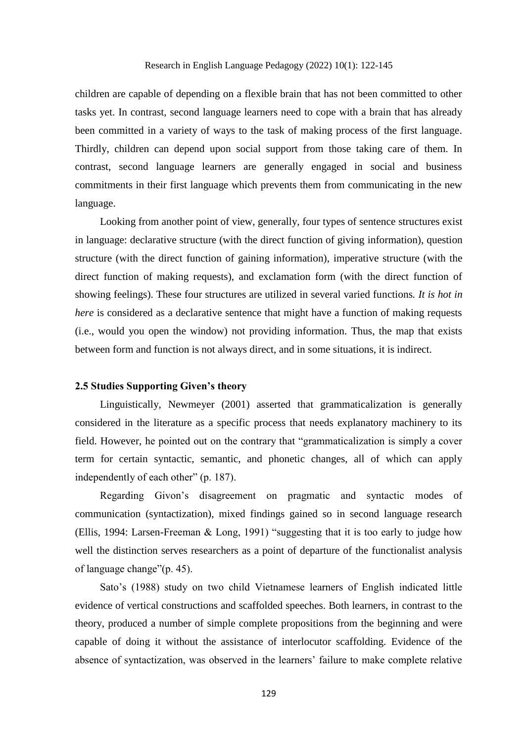children are capable of depending on a flexible brain that has not been committed to other tasks yet. In contrast, second language learners need to cope with a brain that has already been committed in a variety of ways to the task of making process of the first language. Thirdly, children can depend upon social support from those taking care of them. In contrast, second language learners are generally engaged in social and business commitments in their first language which prevents them from communicating in the new language.

Looking from another point of view, generally, four types of sentence structures exist in language: declarative structure (with the direct function of giving information), question structure (with the direct function of gaining information), imperative structure (with the direct function of making requests), and exclamation form (with the direct function of showing feelings). These four structures are utilized in several varied functions. *It is hot in here* is considered as a declarative sentence that might have a function of making requests (i.e., would you open the window) not providing information. Thus, the map that exists between form and function is not always direct, and in some situations, it is indirect.

### 2.5 Studies Supporting Given's theory

Linguistically, Newmeyer (2001) asserted that grammaticalization is generally considered in the literature as a specific process that needs explanatory machinery to its field. However, he pointed out on the contrary that "grammaticalization is simply a cover term for certain syntactic, semantic, and phonetic changes, all of which can apply independently of each other" (p. 187).

Regarding Givon's disagreement on pragmatic and syntactic modes of communication (syntactization), mixed findings gained so in second language research (Ellis, 1994: Larsen-Freeman & Long, 1991) "suggesting that it is too early to judge how well the distinction serves researchers as a point of departure of the functionalist analysis of language change"(p. 45).

Sato's (1988) study on two child Vietnamese learners of English indicated little evidence of vertical constructions and scaffolded speeches. Both learners, in contrast to the theory, produced a number of simple complete propositions from the beginning and were capable of doing it without the assistance of interlocutor scaffolding. Evidence of the absence of syntactization, was observed in the learners' failure to make complete relative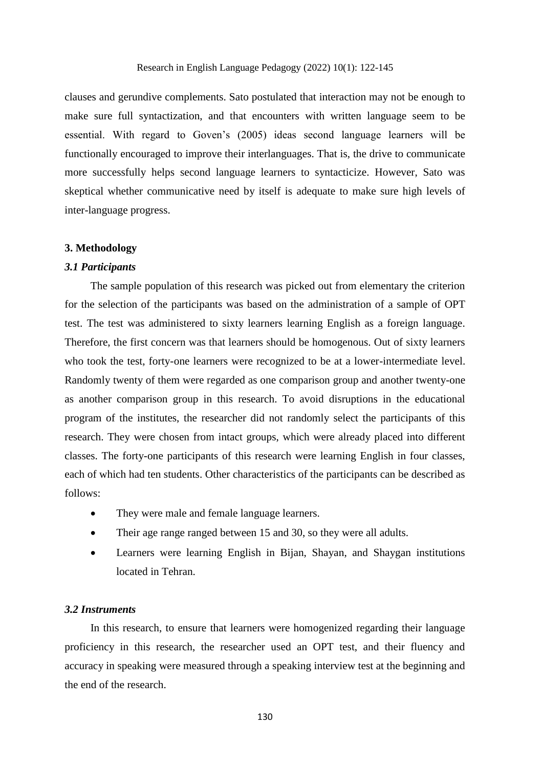clauses and gerundive complements. Sato postulated that interaction may not be enough to make sure full syntactization, and that encounters with written language seem to be essential. With regard to Goven's (2005) ideas second language learners will be functionally encouraged to improve their interlanguages. That is, the drive to communicate more successfully helps second language learners to syntacticize. However, Sato was skeptical whether communicative need by itself is adequate to make sure high levels of inter-language progress.

## 3. Methodology

### *3.1 Participants*

The sample population of this research was picked out from elementary the criterion for the selection of the participants was based on the administration of a sample of OPT test. The test was administered to sixty learners learning English as a foreign language. Therefore, the first concern was that learners should be homogenous. Out of sixty learners who took the test, forty-one learners were recognized to be at a lower-intermediate level. Randomly twenty of them were regarded as one comparison group and another twenty-one as another comparison group in this research. To avoid disruptions in the educational program of the institutes, the researcher did not randomly select the participants of this research. They were chosen from intact groups, which were already placed into different classes. The forty-one participants of this research were learning English in four classes, each of which had ten students. Other characteristics of the participants can be described as follows:

- They were male and female language learners.
- Their age range ranged between 15 and 30, so they were all adults.
- Learners were learning English in Bijan, Shayan, and Shaygan institutions located in Tehran.

### *3.2 Instruments*

In this research, to ensure that learners were homogenized regarding their language proficiency in this research, the researcher used an OPT test, and their fluency and accuracy in speaking were measured through a speaking interview test at the beginning and the end of the research.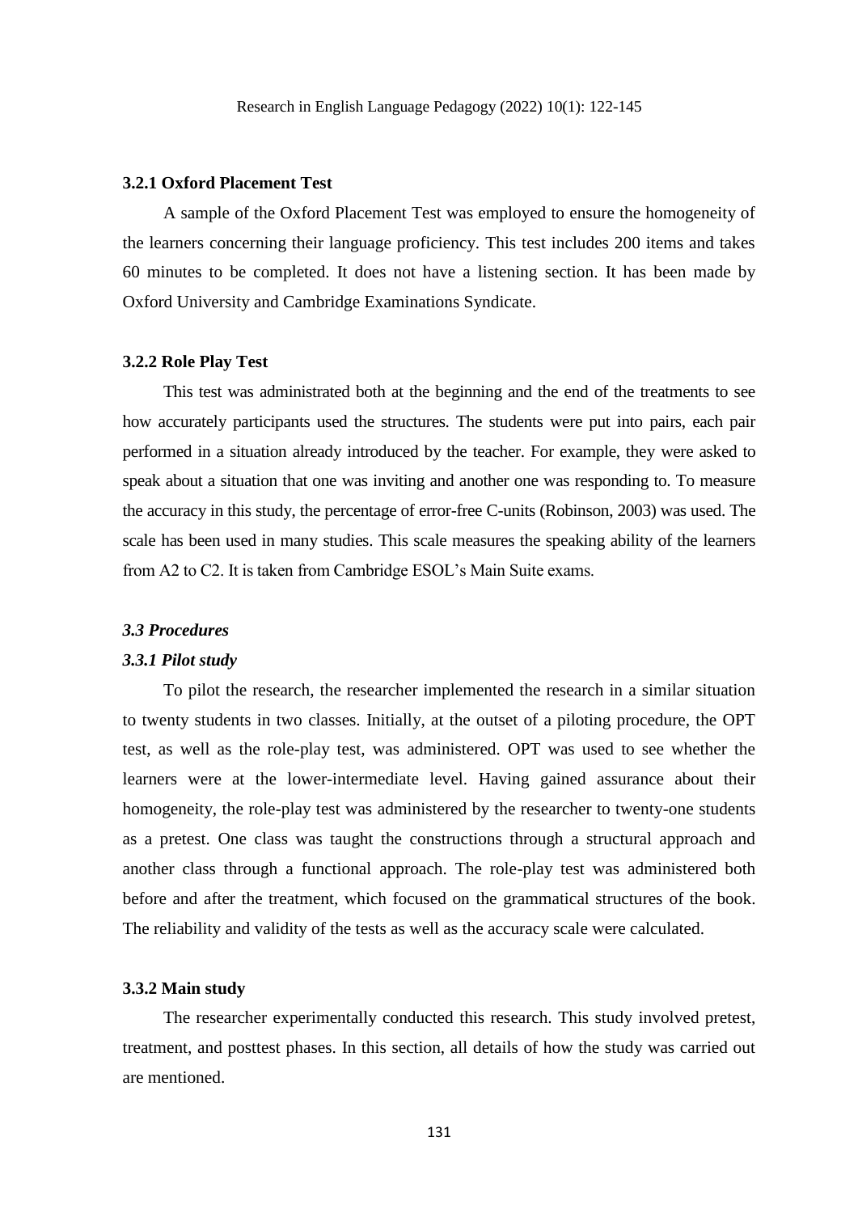### 3.2.1 Oxford Placement Test

A sample of the Oxford Placement Test was employed to ensure the homogeneity of the learners concerning their language proficiency. This test includes 200 items and takes 60 minutes to be completed. It does not have a listening section. It has been made by Oxford University and Cambridge Examinations Syndicate.

### 3.2.2 Role Play Test

This test was administrated both at the beginning and the end of the treatments to see how accurately participants used the structures. The students were put into pairs, each pair performed in a situation already introduced by the teacher. For example, they were asked to speak about a situation that one was inviting and another one was responding to. To measure the accuracy in this study, the percentage of error-free C-units (Robinson, 2003) was used. The scale has been used in many studies. This scale measures the speaking ability of the learners from A2 to C2. It is taken from Cambridge ESOL's Main Suite exams.

## *3.3 Procedures*

### *3.3.1 Pilot study*

To pilot the research, the researcher implemented the research in a similar situation to twenty students in two classes. Initially, at the outset of a piloting procedure, the OPT test, as well as the role-play test, was administered. OPT was used to see whether the learners were at the lower-intermediate level. Having gained assurance about their homogeneity, the role-play test was administered by the researcher to twenty-one students as a pretest. One class was taught the constructions through a structural approach and another class through a functional approach. The role-play test was administered both before and after the treatment, which focused on the grammatical structures of the book. The reliability and validity of the tests as well as the accuracy scale were calculated.

### 3.3.2 Main study

The researcher experimentally conducted this research. This study involved pretest, treatment, and posttest phases. In this section, all details of how the study was carried out are mentioned.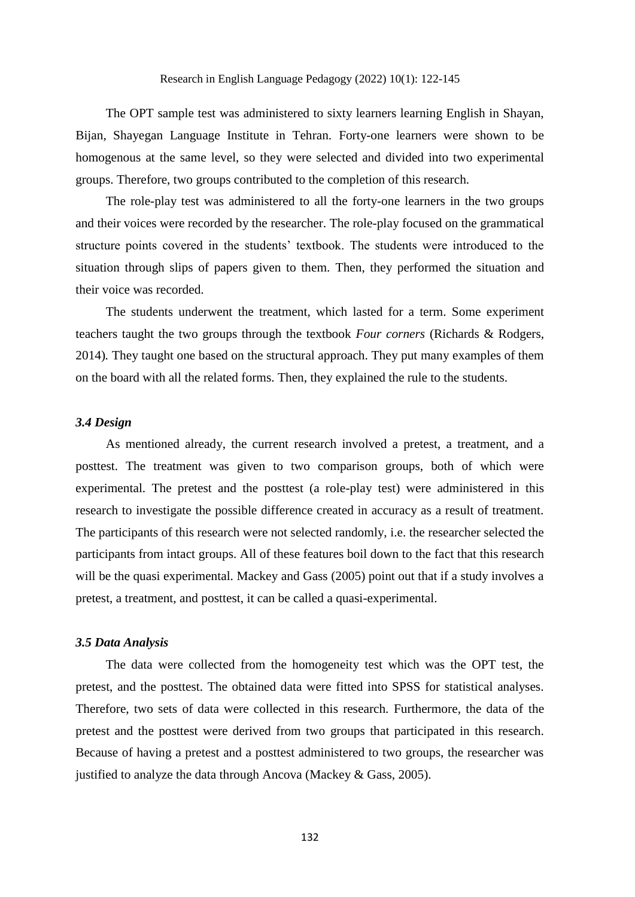The OPT sample test was administered to sixty learners learning English in Shayan, Bijan, Shayegan Language Institute in Tehran. Forty-one learners were shown to be homogenous at the same level, so they were selected and divided into two experimental groups. Therefore, two groups contributed to the completion of this research.

The role-play test was administered to all the forty-one learners in the two groups and their voices were recorded by the researcher. The role-play focused on the grammatical structure points covered in the students' textbook. The students were introduced to the situation through slips of papers given to them. Then, they performed the situation and their voice was recorded.

The students underwent the treatment, which lasted for a term. Some experiment teachers taught the two groups through the textbook *Four corners* (Richards & Rodgers, 2014). They taught one based on the structural approach. They put many examples of them on the board with all the related forms. Then, they explained the rule to the students.

### *3.4 Design*

As mentioned already, the current research involved a pretest, a treatment, and a posttest. The treatment was given to two comparison groups, both of which were experimental. The pretest and the posttest (a role-play test) were administered in this research to investigate the possible difference created in accuracy as a result of treatment. The participants of this research were not selected randomly, i.e. the researcher selected the participants from intact groups. All of these features boil down to the fact that this research will be the quasi experimental. Mackey and Gass (2005) point out that if a study involves a pretest, a treatment, and posttest, it can be called a quasi-experimental.

### *3.5 Data Analysis*

The data were collected from the homogeneity test which was the OPT test, the pretest, and the posttest. The obtained data were fitted into SPSS for statistical analyses. Therefore, two sets of data were collected in this research. Furthermore, the data of the pretest and the posttest were derived from two groups that participated in this research. Because of having a pretest and a posttest administered to two groups, the researcher was justified to analyze the data through Ancova (Mackey & Gass, 2005).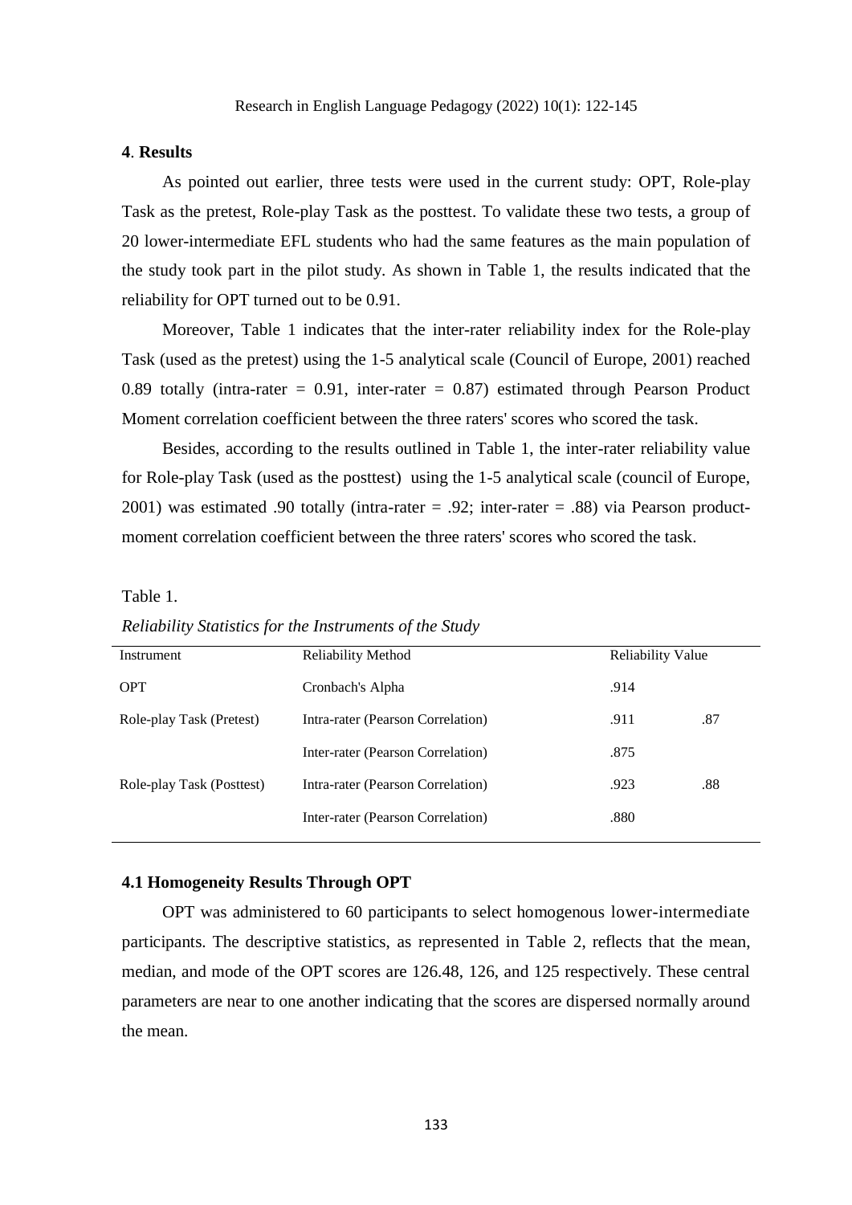## 4. Results

As pointed out earlier, three tests were used in the current study: OPT, Role-play Task as the pretest, Role-play Task as the posttest. To validate these two tests, a group of 20 lower-intermediate EFL students who had the same features as the main population of the study took part in the pilot study. As shown in Table 1, the results indicated that the reliability for OPT turned out to be 0.91.

Moreover, Table 1 indicates that the inter-rater reliability index for the Role-play Task (used as the pretest) using the 1-5 analytical scale (Council of Europe, 2001) reached 0.89 totally (intra-rater = 0.91, inter-rater = 0.87) estimated through Pearson Product Moment correlation coefficient between the three raters' scores who scored the task.

Besides, according to the results outlined in Table 1, the inter-rater reliability value for Role-play Task (used as the posttest) using the 1-5 analytical scale (council of Europe, 2001) was estimated .90 totally (intra-rater = .92; inter-rater = .88) via Pearson product-moment correlation coefficient between the three raters' scores who scored the task.

Table 1.

*Reliability Statistics for the Instruments of the Study*

| Instrument | Reliability Method | Reliability Value | |
|---|---|---|---|
| OPT | Cronbach's Alpha | .914 | |
| Role-play Task (Pretest) | Intra-rater (Pearson Correlation) | .911 | .87 |
| | Inter-rater (Pearson Correlation) | .875 | |
| Role-play Task (Posttest) | Intra-rater (Pearson Correlation) | .923 | .88 |
| | Inter-rater (Pearson Correlation) | .880 | |

### 4.1 Homogeneity Results Through OPT

OPT was administered to 60 participants to select homogenous lower-intermediate participants. The descriptive statistics, as represented in Table 2, reflects that the mean, median, and mode of the OPT scores are 126.48, 126, and 125 respectively. These central parameters are near to one another indicating that the scores are dispersed normally around the mean.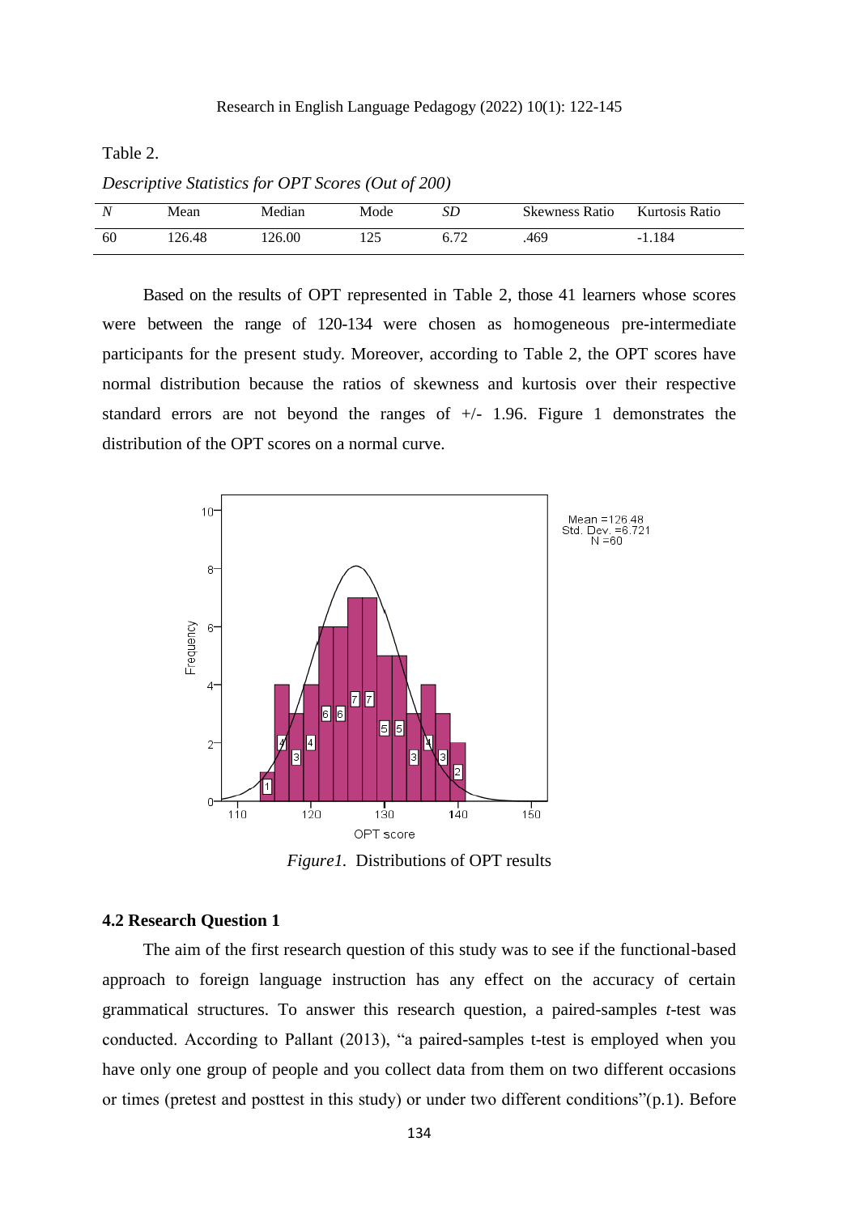Table 2.

*Descriptive Statistics for OPT Scores (Out of 200)*

| *N* | Mean | Median | Mode | *SD* | Skewness Ratio | Kurtosis Ratio |
|---|---|---|---|---|---|---|
| 60 | 126.48 | 126.00 | 125 | 6.72 | .469 | -1.184 |

Based on the results of OPT represented in Table 2, those 41 learners whose scores were between the range of 120-134 were chosen as homogeneous pre-intermediate participants for the present study. Moreover, according to Table 2, the OPT scores have normal distribution because the ratios of skewness and kurtosis over their respective standard errors are not beyond the ranges of +/- 1.96. Figure 1 demonstrates the distribution of the OPT scores on a normal curve.

*Figure1.* Distributions of OPT results

### 4.2 Research Question 1

The aim of the first research question of this study was to see if the functional-based approach to foreign language instruction has any effect on the accuracy of certain grammatical structures. To answer this research question, a paired-samples *t*-test was conducted. According to Pallant (2013), "a paired-samples t-test is employed when you have only one group of people and you collect data from them on two different occasions or times (pretest and posttest in this study) or under two different conditions"(p.1). Before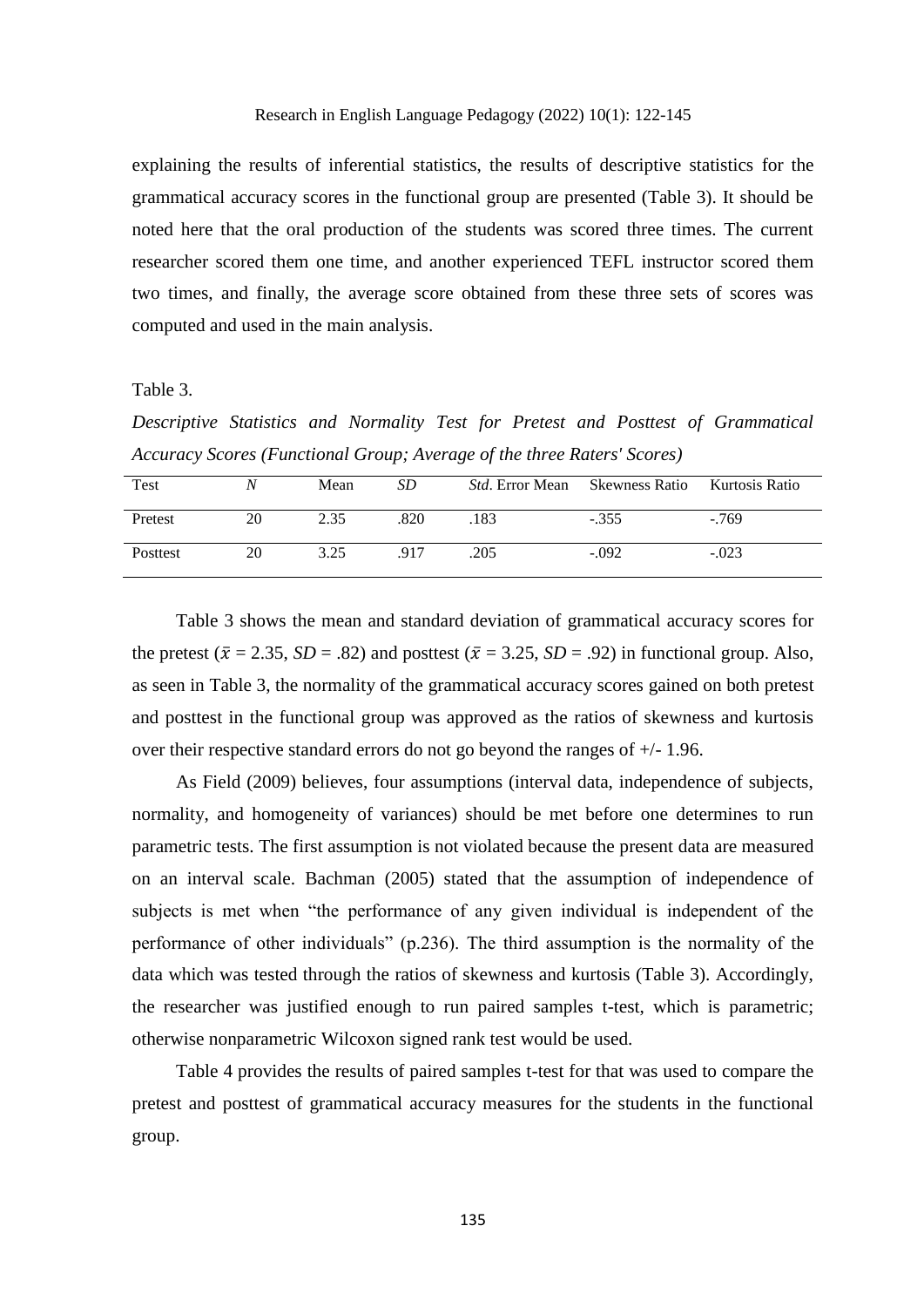explaining the results of inferential statistics, the results of descriptive statistics for the grammatical accuracy scores in the functional group are presented (Table 3). It should be noted here that the oral production of the students was scored three times. The current researcher scored them one time, and another experienced TEFL instructor scored them two times, and finally, the average score obtained from these three sets of scores was computed and used in the main analysis.

Table 3.

*Descriptive Statistics and Normality Test for Pretest and Posttest of Grammatical Accuracy Scores (Functional Group; Average of the three Raters' Scores)*

| Test | *N* | Mean | *SD* | *Std*. Error Mean | Skewness Ratio | Kurtosis Ratio |
|---|---|---|---|---|---|---|
| Pretest | 20 | 2.35 | .820 | .183 | -.355 | -.769 |
| Posttest | 20 | 3.25 | .917 | .205 | -.092 | -.023 |

Table 3 shows the mean and standard deviation of grammatical accuracy scores for the pretest ($\bar{x}$ = 2.35, *SD* = .82) and posttest ($\bar{x}$ = 3.25, *SD* = .92) in functional group. Also, as seen in Table 3, the normality of the grammatical accuracy scores gained on both pretest and posttest in the functional group was approved as the ratios of skewness and kurtosis over their respective standard errors do not go beyond the ranges of +/- 1.96.

As Field (2009) believes, four assumptions (interval data, independence of subjects, normality, and homogeneity of variances) should be met before one determines to run parametric tests. The first assumption is not violated because the present data are measured on an interval scale. Bachman (2005) stated that the assumption of independence of subjects is met when "the performance of any given individual is independent of the performance of other individuals" (p.236). The third assumption is the normality of the data which was tested through the ratios of skewness and kurtosis (Table 3). Accordingly, the researcher was justified enough to run paired samples t-test, which is parametric; otherwise nonparametric Wilcoxon signed rank test would be used.

Table 4 provides the results of paired samples t-test for that was used to compare the pretest and posttest of grammatical accuracy measures for the students in the functional group.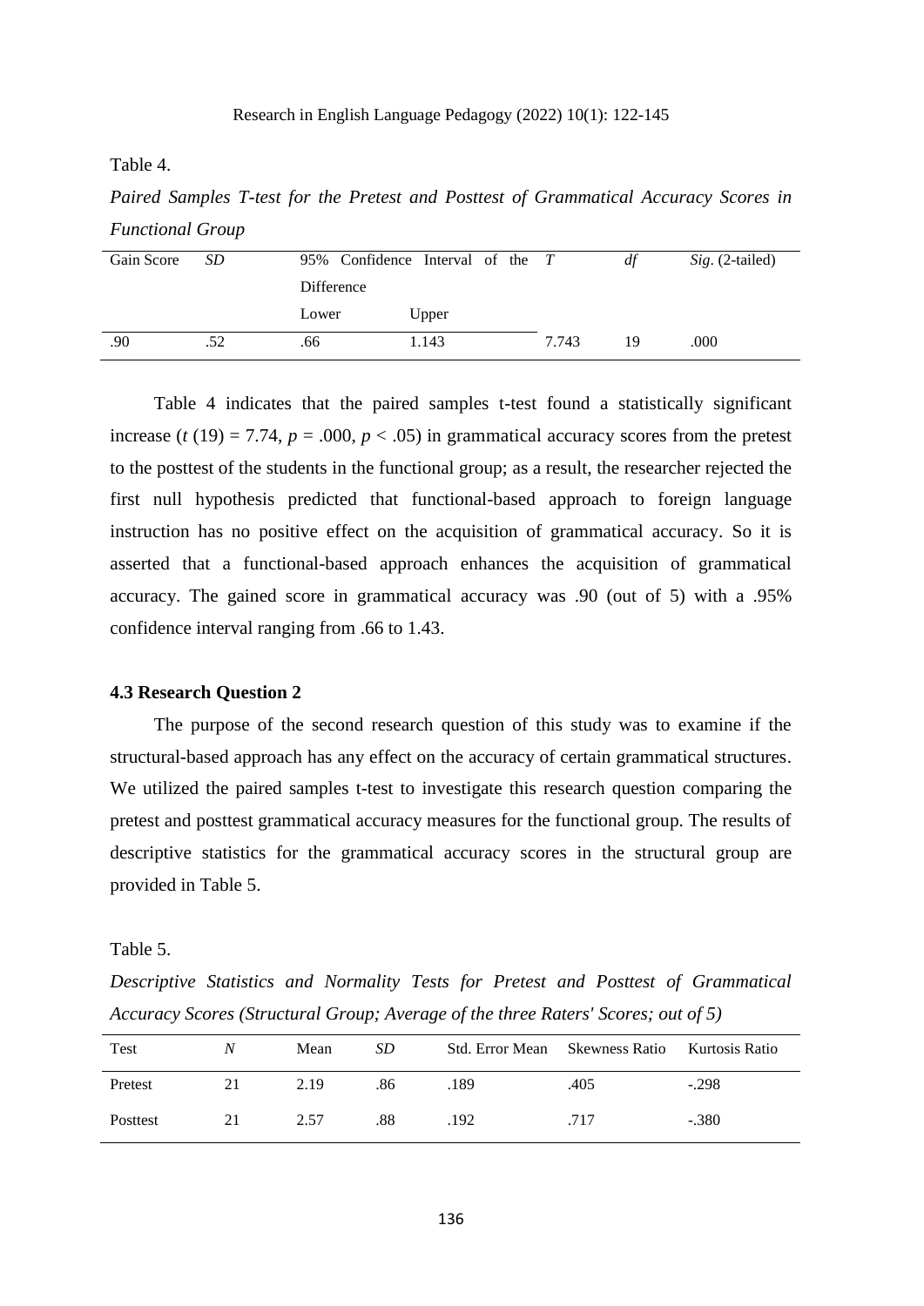Table 4.

*Paired Samples T-test for the Pretest and Posttest of Grammatical Accuracy Scores in Functional Group*

| Gain Score | *SD* | 95% Confidence Interval of the Difference | | *T* | *df* | *Sig*. (2-tailed) |
|---|---|---|---|---|---|---|
| | | Lower | Upper | | | |
| .90 | .52 | .66 | 1.143 | 7.743 | 19 | .000 |

Table 4 indicates that the paired samples t-test found a statistically significant increase ($t\ (19) = 7.74$, $p = .000$, $p < .05$) in grammatical accuracy scores from the pretest to the posttest of the students in the functional group; as a result, the researcher rejected the first null hypothesis predicted that functional-based approach to foreign language instruction has no positive effect on the acquisition of grammatical accuracy. So it is asserted that a functional-based approach enhances the acquisition of grammatical accuracy. The gained score in grammatical accuracy was .90 (out of 5) with a .95% confidence interval ranging from .66 to 1.43.

### 4.3 Research Question 2

The purpose of the second research question of this study was to examine if the structural-based approach has any effect on the accuracy of certain grammatical structures. We utilized the paired samples t-test to investigate this research question comparing the pretest and posttest grammatical accuracy measures for the functional group. The results of descriptive statistics for the grammatical accuracy scores in the structural group are provided in Table 5.

Table 5.

*Descriptive Statistics and Normality Tests for Pretest and Posttest of Grammatical Accuracy Scores (Structural Group; Average of the three Raters' Scores; out of 5)*

| Test | *N* | Mean | *SD* | Std. Error Mean | Skewness Ratio | Kurtosis Ratio |
|---|---|---|---|---|---|---|
| Pretest | 21 | 2.19 | .86 | .189 | .405 | -.298 |
| Posttest | 21 | 2.57 | .88 | .192 | .717 | -.380 |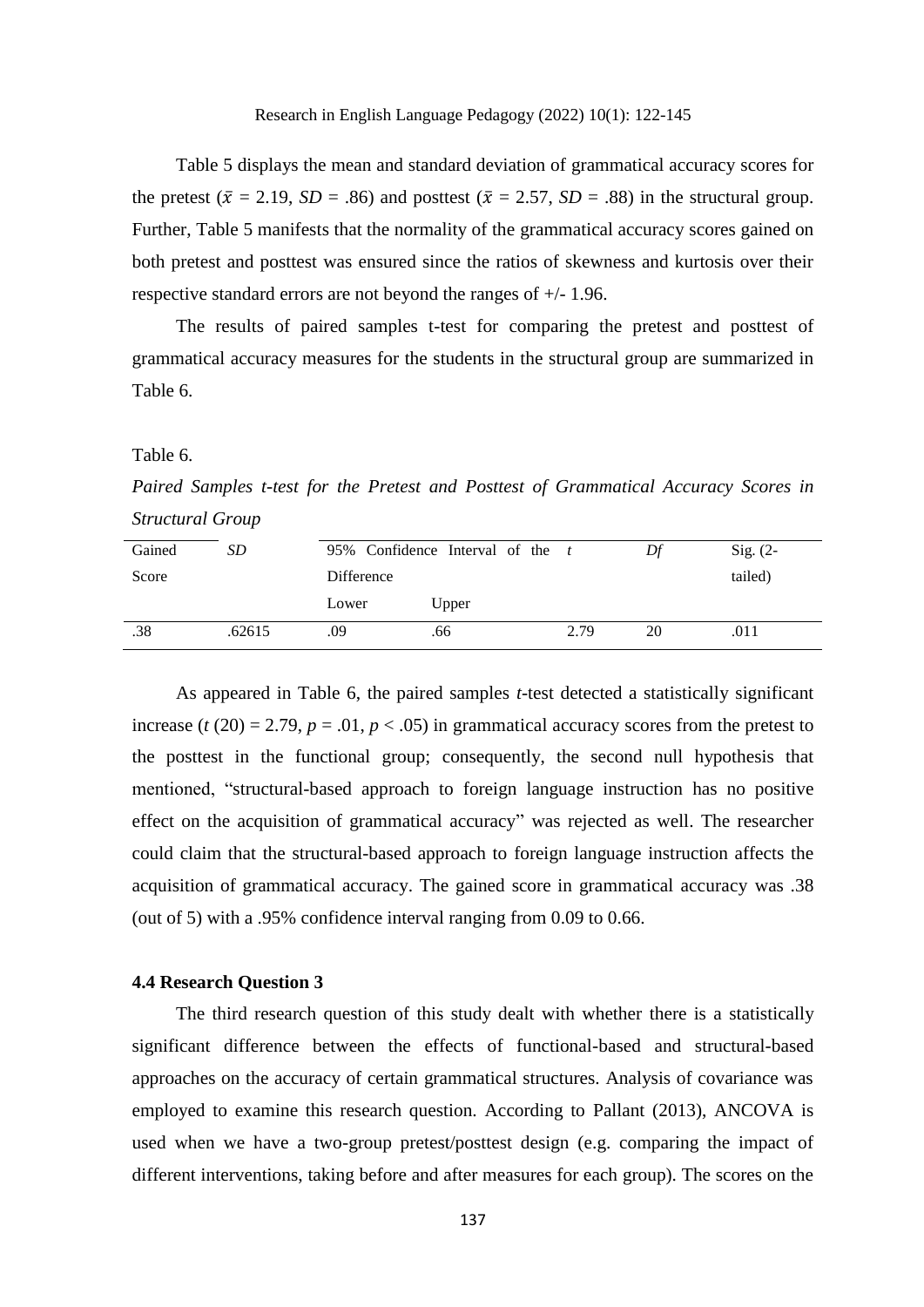Table 5 displays the mean and standard deviation of grammatical accuracy scores for the pretest ($\bar{x}$ = 2.19, *SD* = .86) and posttest ($\bar{x}$ = 2.57, *SD* = .88) in the structural group. Further, Table 5 manifests that the normality of the grammatical accuracy scores gained on both pretest and posttest was ensured since the ratios of skewness and kurtosis over their respective standard errors are not beyond the ranges of +/- 1.96.

The results of paired samples t-test for comparing the pretest and posttest of grammatical accuracy measures for the students in the structural group are summarized in Table 6.

Table 6.

*Paired Samples t-test for the Pretest and Posttest of Grammatical Accuracy Scores in Structural Group*

| Gained Score | *SD* | 95% Confidence Interval of the Difference | | *t* | *Df* | Sig. (2-tailed) |
|---|---|---|---|---|---|---|
| | | Lower | Upper | | | |
| .38 | .62615 | .09 | .66 | 2.79 | 20 | .011 |

As appeared in Table 6, the paired samples *t*-test detected a statistically significant increase ($t$ (20) = 2.79, $p$ = .01, $p$ < .05) in grammatical accuracy scores from the pretest to the posttest in the functional group; consequently, the second null hypothesis that mentioned, "structural-based approach to foreign language instruction has no positive effect on the acquisition of grammatical accuracy" was rejected as well. The researcher could claim that the structural-based approach to foreign language instruction affects the acquisition of grammatical accuracy. The gained score in grammatical accuracy was .38 (out of 5) with a .95% confidence interval ranging from 0.09 to 0.66.

### 4.4 Research Question 3

The third research question of this study dealt with whether there is a statistically significant difference between the effects of functional-based and structural-based approaches on the accuracy of certain grammatical structures. Analysis of covariance was employed to examine this research question. According to Pallant (2013), ANCOVA is used when we have a two-group pretest/posttest design (e.g. comparing the impact of different interventions, taking before and after measures for each group). The scores on the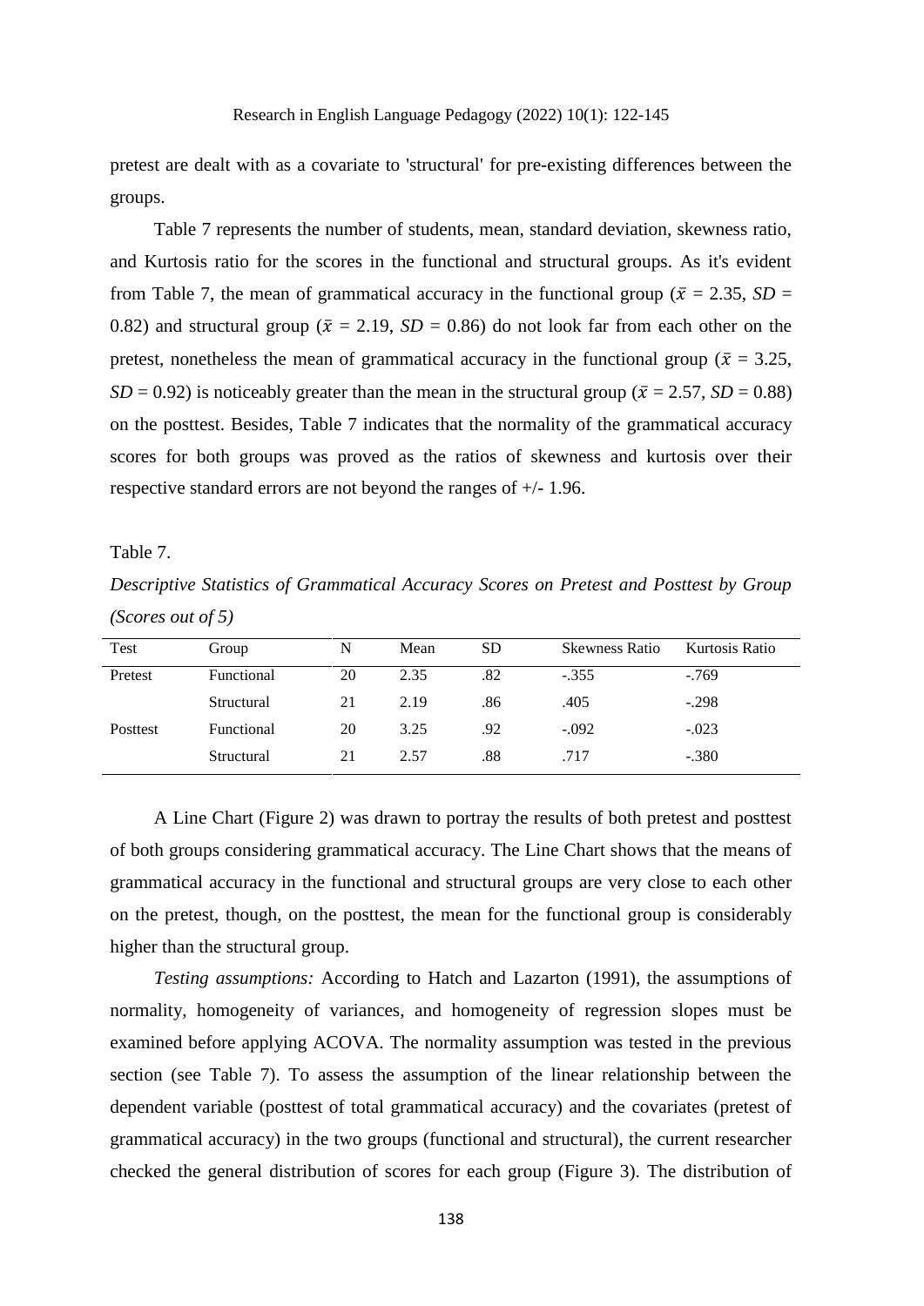pretest are dealt with as a covariate to 'structural' for pre-existing differences between the groups.

Table 7 represents the number of students, mean, standard deviation, skewness ratio, and Kurtosis ratio for the scores in the functional and structural groups. As it's evident from Table 7, the mean of grammatical accuracy in the functional group ($\bar{x}$ = 2.35, *SD* = 0.82) and structural group ($\bar{x}$ = 2.19, *SD* = 0.86) do not look far from each other on the pretest, nonetheless the mean of grammatical accuracy in the functional group ($\bar{x}$ = 3.25, *SD* = 0.92) is noticeably greater than the mean in the structural group ($\bar{x}$ = 2.57, *SD* = 0.88) on the posttest. Besides, Table 7 indicates that the normality of the grammatical accuracy scores for both groups was proved as the ratios of skewness and kurtosis over their respective standard errors are not beyond the ranges of +/- 1.96.

Table 7.

*Descriptive Statistics of Grammatical Accuracy Scores on Pretest and Posttest by Group (Scores out of 5)*

| Test | Group | N | Mean | SD | Skewness Ratio | Kurtosis Ratio |
|---|---|---|---|---|---|---|
| Pretest | Functional | 20 | 2.35 | .82 | -.355 | -.769 |
| | Structural | 21 | 2.19 | .86 | .405 | -.298 |
| Posttest | Functional | 20 | 3.25 | .92 | -.092 | -.023 |
| | Structural | 21 | 2.57 | .88 | .717 | -.380 |

A Line Chart (Figure 2) was drawn to portray the results of both pretest and posttest of both groups considering grammatical accuracy. The Line Chart shows that the means of grammatical accuracy in the functional and structural groups are very close to each other on the pretest, though, on the posttest, the mean for the functional group is considerably higher than the structural group.

*Testing assumptions:* According to Hatch and Lazarton (1991), the assumptions of normality, homogeneity of variances, and homogeneity of regression slopes must be examined before applying ACOVA. The normality assumption was tested in the previous section (see Table 7). To assess the assumption of the linear relationship between the dependent variable (posttest of total grammatical accuracy) and the covariates (pretest of grammatical accuracy) in the two groups (functional and structural), the current researcher checked the general distribution of scores for each group (Figure 3). The distribution of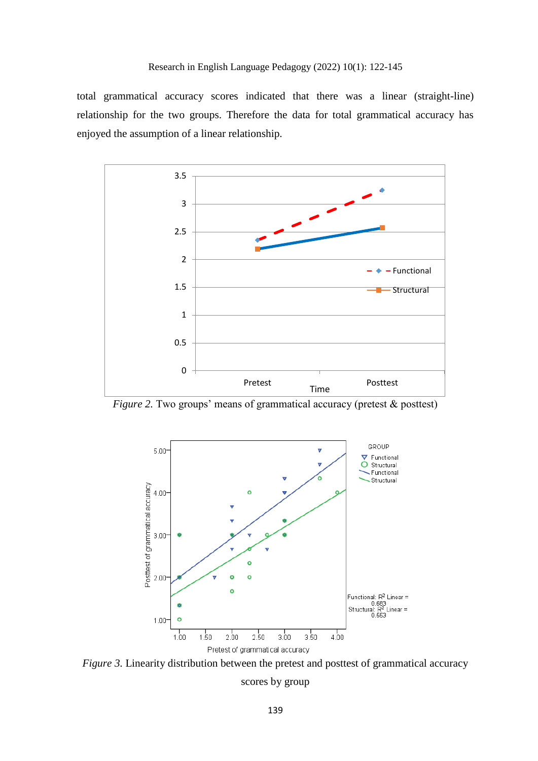total grammatical accuracy scores indicated that there was a linear (straight-line) relationship for the two groups. Therefore the data for total grammatical accuracy has enjoyed the assumption of a linear relationship.

*Figure 2.* Two groups' means of grammatical accuracy (pretest & posttest)

*Figure 3.* Linearity distribution between the pretest and posttest of grammatical accuracy scores by group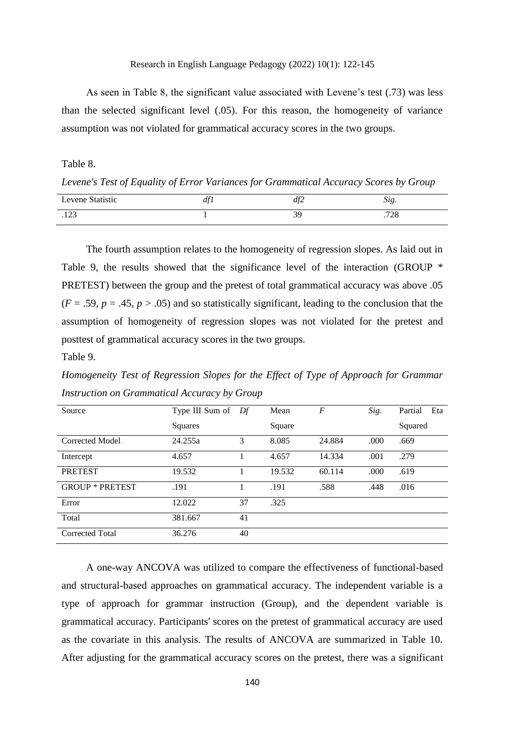As seen in Table 8, the significant value associated with Levene's test (.73) was less than the selected significant level (.05). For this reason, the homogeneity of variance assumption was not violated for grammatical accuracy scores in the two groups.

Table 8.

*Levene's Test of Equality of Error Variances for Grammatical Accuracy Scores by Group*

| Levene Statistic | *df1* | *df2* | *Sig.* |
|---|---|---|---|
| .123 | 1 | 39 | .728 |

The fourth assumption relates to the homogeneity of regression slopes. As laid out in Table 9, the results showed that the significance level of the interaction (GROUP * PRETEST) between the group and the pretest of total grammatical accuracy was above .05 ($F$ = .59, $p$ = .45, $p$ > .05) and so statistically significant, leading to the conclusion that the assumption of homogeneity of regression slopes was not violated for the pretest and posttest of grammatical accuracy scores in the two groups.

Table 9.

*Homogeneity Test of Regression Slopes for the Effect of Type of Approach for Grammar Instruction on Grammatical Accuracy by Group*

| Source | Type III Sum of Squares | *Df* | Mean Square | *F* | *Sig.* | Partial Eta Squared |
|---|---|---|---|---|---|---|
| Corrected Model | 24.255a | 3 | 8.085 | 24.884 | .000 | .669 |
| Intercept | 4.657 | 1 | 4.657 | 14.334 | .001 | .279 |
| PRETEST | 19.532 | 1 | 19.532 | 60.114 | .000 | .619 |
| GROUP * PRETEST | .191 | 1 | .191 | .588 | .448 | .016 |
| Error | 12.022 | 37 | .325 | | | |
| Total | 381.667 | 41 | | | | |
| Corrected Total | 36.276 | 40 | | | | |

A one-way ANCOVA was utilized to compare the effectiveness of functional-based and structural-based approaches on grammatical accuracy. The independent variable is a type of approach for grammar instruction (Group), and the dependent variable is grammatical accuracy. Participants' scores on the pretest of grammatical accuracy are used as the covariate in this analysis. The results of ANCOVA are summarized in Table 10. After adjusting for the grammatical accuracy scores on the pretest, there was a significant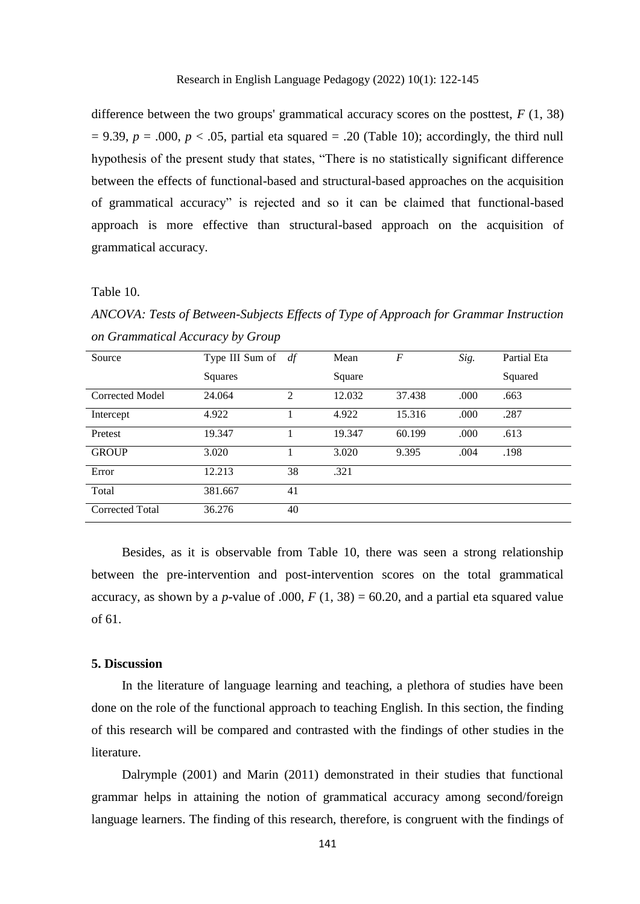difference between the two groups' grammatical accuracy scores on the posttest, $F$ (1, 38) = 9.39, $p$ = .000, $p$ < .05, partial eta squared = .20 (Table 10); accordingly, the third null hypothesis of the present study that states, “There is no statistically significant difference between the effects of functional-based and structural-based approaches on the acquisition of grammatical accuracy” is rejected and so it can be claimed that functional-based approach is more effective than structural-based approach on the acquisition of grammatical accuracy.

Table 10.

*ANCOVA: Tests of Between-Subjects Effects of Type of Approach for Grammar Instruction on Grammatical Accuracy by Group*

| Source | Type III Sum of Squares | *df* | Mean Square | *F* | *Sig.* | Partial Eta Squared |
|---|---|---|---|---|---|---|
| Corrected Model | 24.064 | 2 | 12.032 | 37.438 | .000 | .663 |
| Intercept | 4.922 | 1 | 4.922 | 15.316 | .000 | .287 |
| Pretest | 19.347 | 1 | 19.347 | 60.199 | .000 | .613 |
| GROUP | 3.020 | 1 | 3.020 | 9.395 | .004 | .198 |
| Error | 12.213 | 38 | .321 | | | |
| Total | 381.667 | 41 | | | | |
| Corrected Total | 36.276 | 40 | | | | |

Besides, as it is observable from Table 10, there was seen a strong relationship between the pre-intervention and post-intervention scores on the total grammatical accuracy, as shown by a $p$-value of .000, $F$ (1, 38) = 60.20, and a partial eta squared value of 61.

## 5. Discussion

In the literature of language learning and teaching, a plethora of studies have been done on the role of the functional approach to teaching English. In this section, the finding of this research will be compared and contrasted with the findings of other studies in the literature.

Dalrymple (2001) and Marin (2011) demonstrated in their studies that functional grammar helps in attaining the notion of grammatical accuracy among second/foreign language learners. The finding of this research, therefore, is congruent with the findings of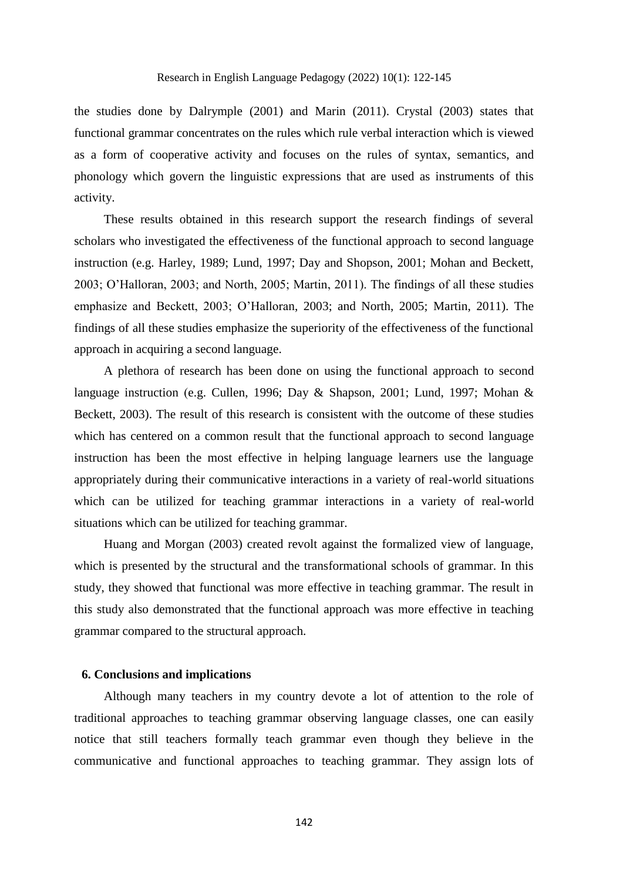the studies done by Dalrymple (2001) and Marin (2011). Crystal (2003) states that functional grammar concentrates on the rules which rule verbal interaction which is viewed as a form of cooperative activity and focuses on the rules of syntax, semantics, and phonology which govern the linguistic expressions that are used as instruments of this activity.

These results obtained in this research support the research findings of several scholars who investigated the effectiveness of the functional approach to second language instruction (e.g. Harley, 1989; Lund, 1997; Day and Shopson, 2001; Mohan and Beckett, 2003; O'Halloran, 2003; and North, 2005; Martin, 2011). The findings of all these studies emphasize and Beckett, 2003; O'Halloran, 2003; and North, 2005; Martin, 2011). The findings of all these studies emphasize the superiority of the effectiveness of the functional approach in acquiring a second language.

A plethora of research has been done on using the functional approach to second language instruction (e.g. Cullen, 1996; Day & Shapson, 2001; Lund, 1997; Mohan & Beckett, 2003). The result of this research is consistent with the outcome of these studies which has centered on a common result that the functional approach to second language instruction has been the most effective in helping language learners use the language appropriately during their communicative interactions in a variety of real-world situations which can be utilized for teaching grammar interactions in a variety of real-world situations which can be utilized for teaching grammar.

Huang and Morgan (2003) created revolt against the formalized view of language, which is presented by the structural and the transformational schools of grammar. In this study, they showed that functional was more effective in teaching grammar. The result in this study also demonstrated that the functional approach was more effective in teaching grammar compared to the structural approach.

## 6. Conclusions and implications

Although many teachers in my country devote a lot of attention to the role of traditional approaches to teaching grammar observing language classes, one can easily notice that still teachers formally teach grammar even though they believe in the communicative and functional approaches to teaching grammar. They assign lots of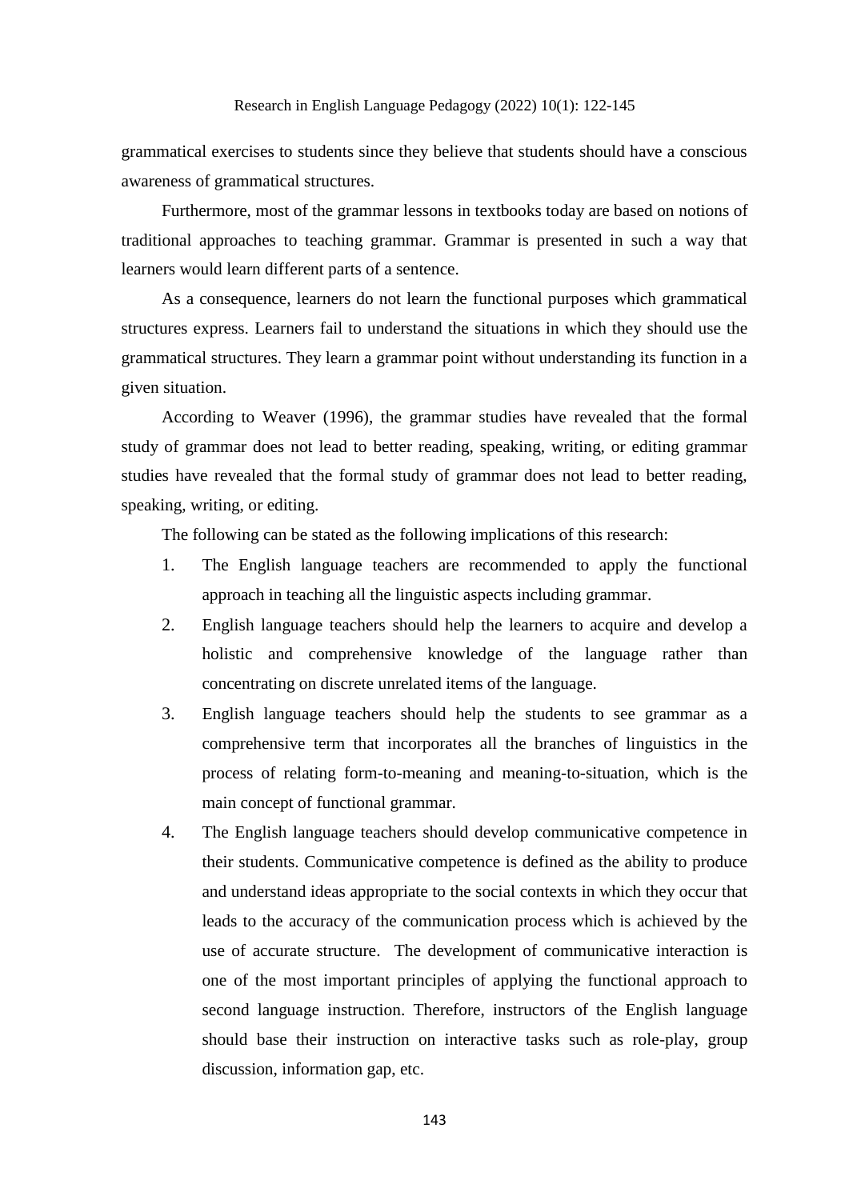grammatical exercises to students since they believe that students should have a conscious awareness of grammatical structures.

Furthermore, most of the grammar lessons in textbooks today are based on notions of traditional approaches to teaching grammar. Grammar is presented in such a way that learners would learn different parts of a sentence.

As a consequence, learners do not learn the functional purposes which grammatical structures express. Learners fail to understand the situations in which they should use the grammatical structures. They learn a grammar point without understanding its function in a given situation.

According to Weaver (1996), the grammar studies have revealed that the formal study of grammar does not lead to better reading, speaking, writing, or editing grammar studies have revealed that the formal study of grammar does not lead to better reading, speaking, writing, or editing.

The following can be stated as the following implications of this research:

1. The English language teachers are recommended to apply the functional approach in teaching all the linguistic aspects including grammar.
2. English language teachers should help the learners to acquire and develop a holistic and comprehensive knowledge of the language rather than concentrating on discrete unrelated items of the language.
3. English language teachers should help the students to see grammar as a comprehensive term that incorporates all the branches of linguistics in the process of relating form-to-meaning and meaning-to-situation, which is the main concept of functional grammar.
4. The English language teachers should develop communicative competence in their students. Communicative competence is defined as the ability to produce and understand ideas appropriate to the social contexts in which they occur that leads to the accuracy of the communication process which is achieved by the use of accurate structure. The development of communicative interaction is one of the most important principles of applying the functional approach to second language instruction. Therefore, instructors of the English language should base their instruction on interactive tasks such as role-play, group discussion, information gap, etc.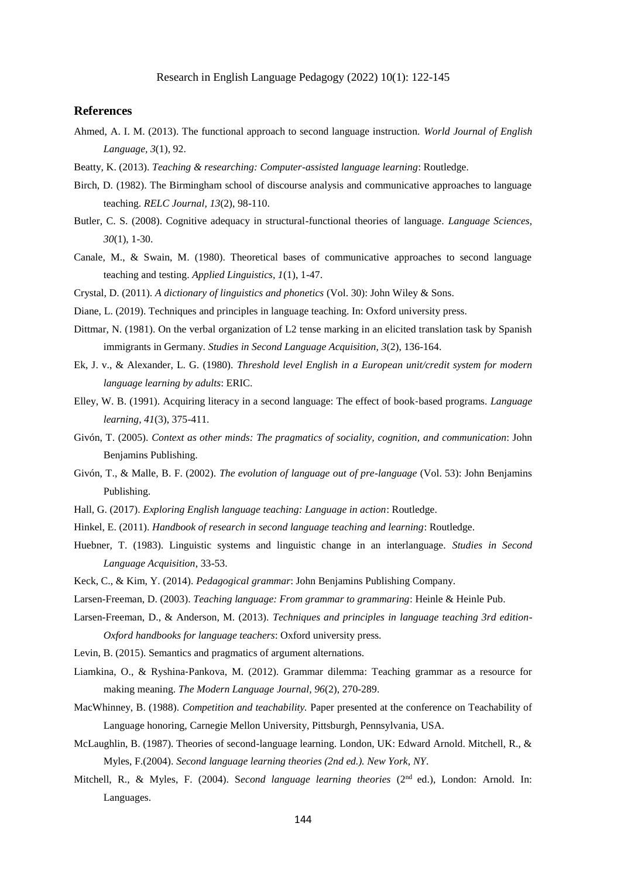## References

Ahmed, A. I. M. (2013). The functional approach to second language instruction. *World Journal of English Language, 3*(1), 92.

Beatty, K. (2013). *Teaching & researching: Computer-assisted language learning*: Routledge.

Birch, D. (1982). The Birmingham school of discourse analysis and communicative approaches to language teaching. *RELC Journal, 13*(2), 98-110.

Butler, C. S. (2008). Cognitive adequacy in structural-functional theories of language. *Language Sciences, 30*(1), 1-30.

Canale, M., & Swain, M. (1980). Theoretical bases of communicative approaches to second language teaching and testing. *Applied Linguistics, 1*(1), 1-47.

Crystal, D. (2011). *A dictionary of linguistics and phonetics* (Vol. 30): John Wiley & Sons.

Diane, L. (2019). Techniques and principles in language teaching. In: Oxford university press.

Dittmar, N. (1981). On the verbal organization of L2 tense marking in an elicited translation task by Spanish immigrants in Germany. *Studies in Second Language Acquisition, 3*(2), 136-164.

Ek, J. v., & Alexander, L. G. (1980). *Threshold level English in a European unit/credit system for modern language learning by adults*: ERIC.

Elley, W. B. (1991). Acquiring literacy in a second language: The effect of book-based programs. *Language learning, 41*(3), 375-411.

Givón, T. (2005). *Context as other minds: The pragmatics of sociality, cognition, and communication*: John Benjamins Publishing.

Givón, T., & Malle, B. F. (2002). *The evolution of language out of pre-language* (Vol. 53): John Benjamins Publishing.

Hall, G. (2017). *Exploring English language teaching: Language in action*: Routledge.

Hinkel, E. (2011). *Handbook of research in second language teaching and learning*: Routledge.

Huebner, T. (1983). Linguistic systems and linguistic change in an interlanguage. *Studies in Second Language Acquisition*, 33-53.

Keck, C., & Kim, Y. (2014). *Pedagogical grammar*: John Benjamins Publishing Company.

Larsen-Freeman, D. (2003). *Teaching language: From grammar to grammaring*: Heinle & Heinle Pub.

Larsen-Freeman, D., & Anderson, M. (2013). *Techniques and principles in language teaching 3rd edition-Oxford handbooks for language teachers*: Oxford university press.

Levin, B. (2015). Semantics and pragmatics of argument alternations.

Liamkina, O., & Ryshina-Pankova, M. (2012). Grammar dilemma: Teaching grammar as a resource for making meaning. *The Modern Language Journal, 96*(2), 270-289.

MacWhinney, B. (1988). *Competition and teachability.* Paper presented at the conference on Teachability of Language honoring, Carnegie Mellon University, Pittsburgh, Pennsylvania, USA.

McLaughlin, B. (1987). Theories of second-language learning. London, UK: Edward Arnold. Mitchell, R., & Myles, F.(2004). *Second language learning theories (2nd ed.). New York, NY*.

Mitchell, R., & Myles, F. (2004). S*econd language learning theories* (2nd ed.), London: Arnold. In: Languages.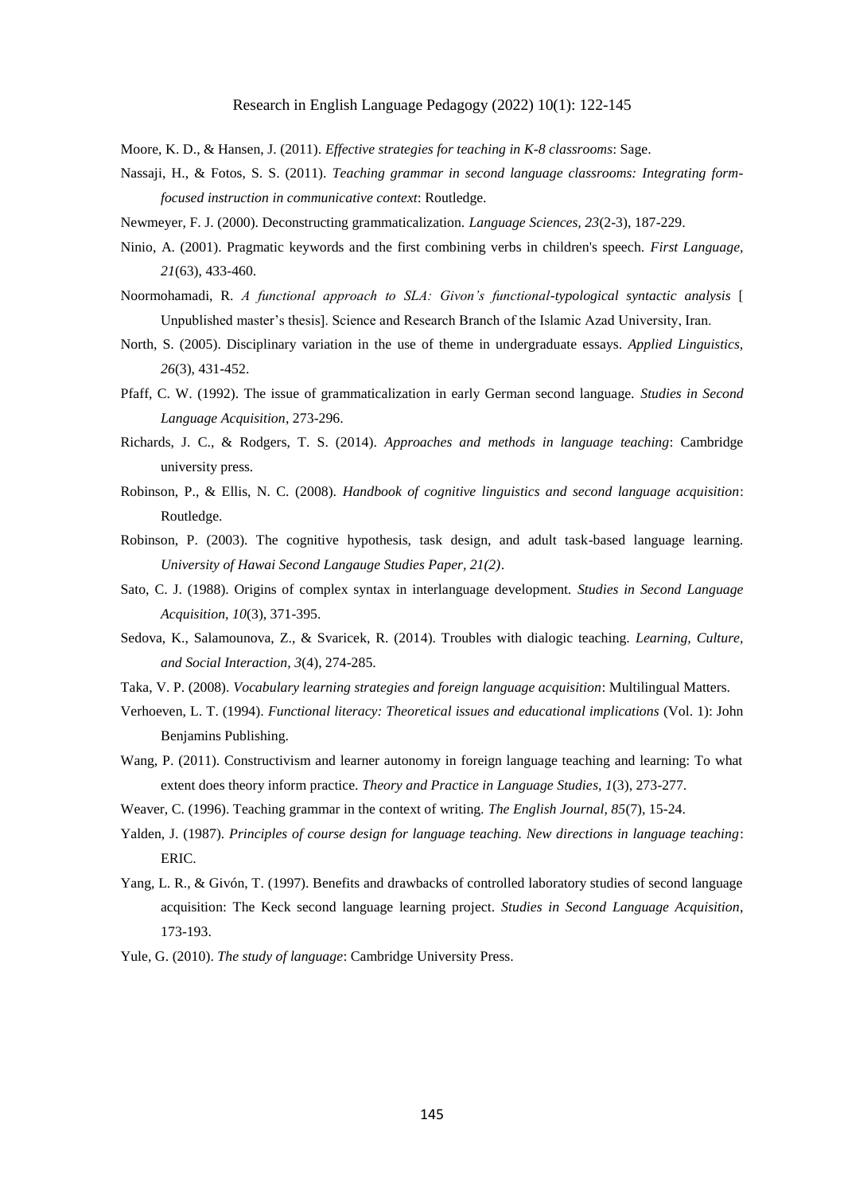Moore, K. D., & Hansen, J. (2011). *Effective strategies for teaching in K-8 classrooms*: Sage.

Nassaji, H., & Fotos, S. S. (2011). *Teaching grammar in second language classrooms: Integrating form-focused instruction in communicative context*: Routledge.

Newmeyer, F. J. (2000). Deconstructing grammaticalization. *Language Sciences, 23*(2-3), 187-229.

Ninio, A. (2001). Pragmatic keywords and the first combining verbs in children's speech. *First Language, 21*(63), 433-460.

Noormohamadi, R. *A functional approach to SLA: Givon's functional-typological syntactic analysis* [ Unpublished master's thesis]. Science and Research Branch of the Islamic Azad University, Iran.

North, S. (2005). Disciplinary variation in the use of theme in undergraduate essays. *Applied Linguistics, 26*(3), 431-452.

Pfaff, C. W. (1992). The issue of grammaticalization in early German second language. *Studies in Second Language Acquisition*, 273-296.

Richards, J. C., & Rodgers, T. S. (2014). *Approaches and methods in language teaching*: Cambridge university press.

Robinson, P., & Ellis, N. C. (2008). *Handbook of cognitive linguistics and second language acquisition*: Routledge.

Robinson, P. (2003). The cognitive hypothesis, task design, and adult task-based language learning. *University of Hawai Second Langauge Studies Paper, 21(2)*.

Sato, C. J. (1988). Origins of complex syntax in interlanguage development. *Studies in Second Language Acquisition, 10*(3), 371-395.

Sedova, K., Salamounova, Z., & Svaricek, R. (2014). Troubles with dialogic teaching. *Learning, Culture, and Social Interaction, 3*(4), 274-285.

Taka, V. P. (2008). *Vocabulary learning strategies and foreign language acquisition*: Multilingual Matters.

Verhoeven, L. T. (1994). *Functional literacy: Theoretical issues and educational implications* (Vol. 1): John Benjamins Publishing.

Wang, P. (2011). Constructivism and learner autonomy in foreign language teaching and learning: To what extent does theory inform practice. *Theory and Practice in Language Studies, 1*(3), 273-277.

Weaver, C. (1996). Teaching grammar in the context of writing. *The English Journal, 85*(7), 15-24.

Yalden, J. (1987). *Principles of course design for language teaching. New directions in language teaching*: ERIC.

Yang, L. R., & Givón, T. (1997). Benefits and drawbacks of controlled laboratory studies of second language acquisition: The Keck second language learning project. *Studies in Second Language Acquisition*, 173-193.

Yule, G. (2010). *The study of language*: Cambridge University Press.